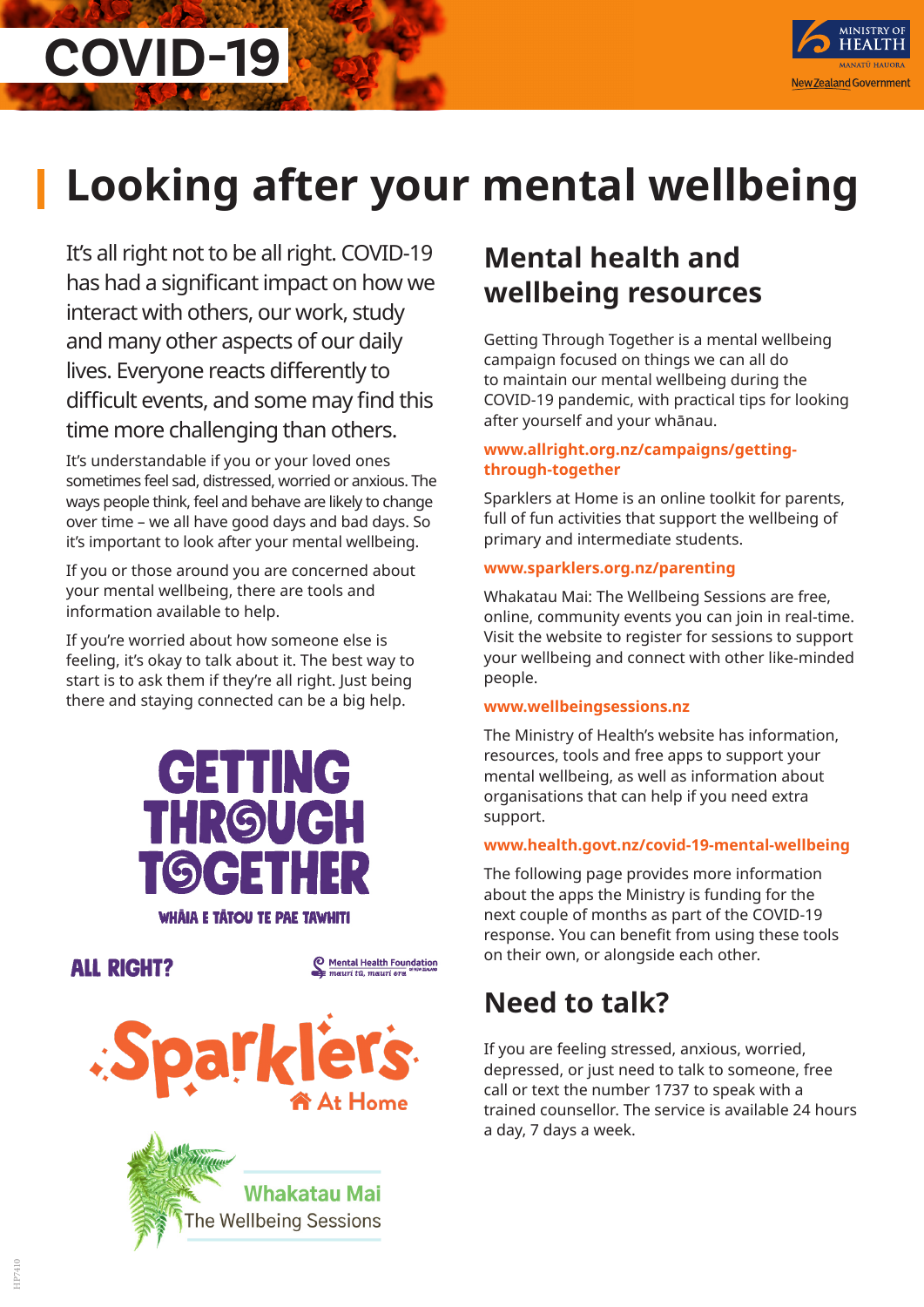# Looking after your mental wellbeing

It's all right not to be all right. COVID-19 has had a significant impact on how we interact with others, our work, study and many other aspects of our daily lives. Everyone reacts differently to difficult events, and some may find this time more challenging than others.

It's understandable if you or your loved ones sometimes feel sad, distressed, worried or anxious. The ways people think, feel and behave are likely to change over time – we all have good days and bad days. So it's important to look after your mental wellbeing.

If you or those around you are concerned about your mental wellbeing, there are tools and information available to help.

If you're worried about how someone else is feeling, it's okay to talk about it. The best way to start is to ask them if they're all right. Just being there and staying connected can be a big help.

## Mental health and wellbeing resources

Getting Through Together is a mental wellbeing campaign focused on things we can all do to maintain our mental wellbeing during the COVID-19 pandemic, with practical tips for looking after yourself and your whānau.

**www.allright.org.nz/campaigns/getting-through-together**

Sparklers at Home is an online toolkit for parents, full of fun activities that support the wellbeing of primary and intermediate students.

**www.sparklers.org.nz/parenting**

Whakatau Mai: The Wellbeing Sessions are free, online, community events you can join in real-time. Visit the website to register for sessions to support your wellbeing and connect with other like-minded people.

**www.wellbeingsessions.nz**

The Ministry of Health's website has information, resources, tools and free apps to support your mental wellbeing, as well as information about organisations that can help if you need extra support.

**www.health.govt.nz/covid-19-mental-wellbeing**

The following page provides more information about the apps the Ministry is funding for the next couple of months as part of the COVID-19 response. You can benefit from using these tools on their own, or alongside each other.

## Need to talk?

If you are feeling stressed, anxious, worried, depressed, or just need to talk to someone, free call or text the number 1737 to speak with a trained counsellor. The service is available 24 hours a day, 7 days a week.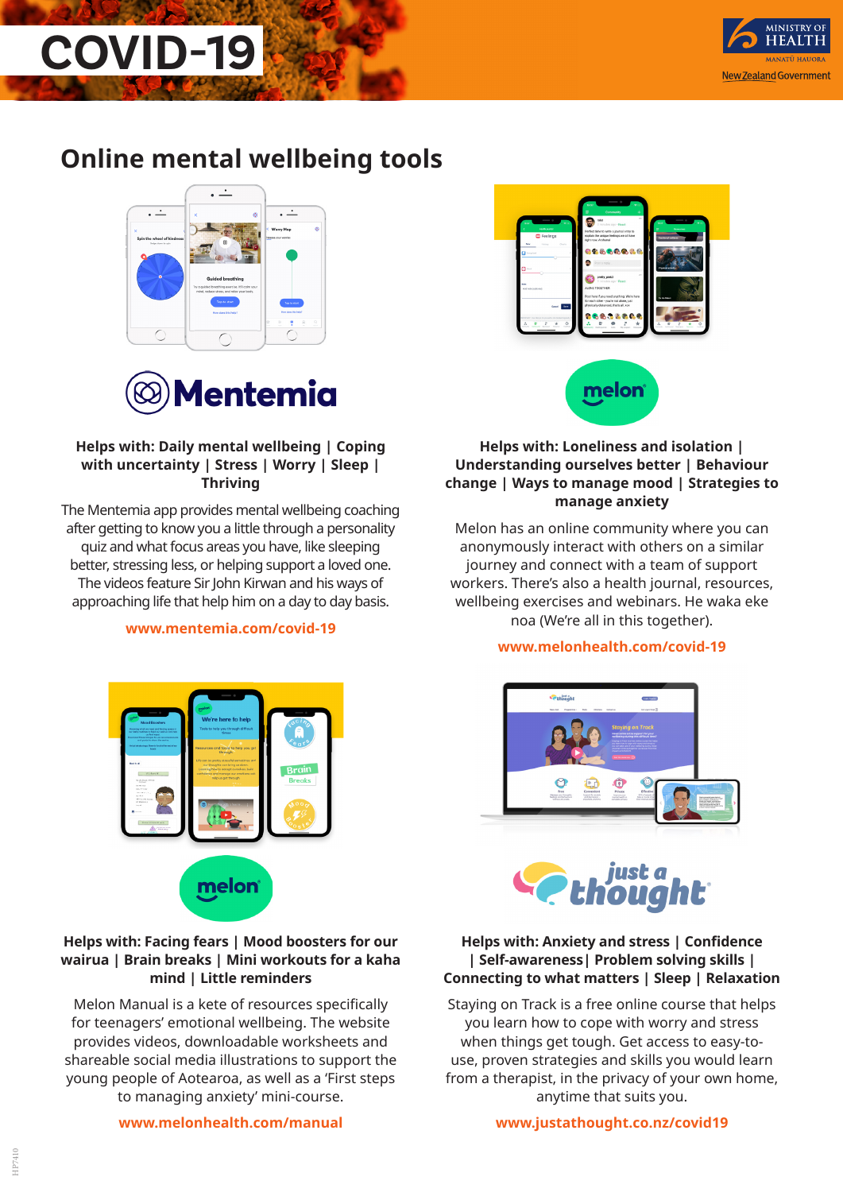# COVID-19

## Online mental wellbeing tools

### Mentemia

**Helps with: Daily mental wellbeing | Coping with uncertainty | Stress | Worry | Sleep | Thriving**

The Mentemia app provides mental wellbeing coaching after getting to know you a little through a personality quiz and what focus areas you have, like sleeping better, stressing less, or helping support a loved one. The videos feature Sir John Kirwan and his ways of approaching life that help him on a day to day basis.

www.mentemia.com/covid-19

### melon

**Helps with: Loneliness and isolation | Understanding ourselves better | Behaviour change | Ways to manage mood | Strategies to manage anxiety**

Melon has an online community where you can anonymously interact with others on a similar journey and connect with a team of support workers. There's also a health journal, resources, wellbeing exercises and webinars. He waka eke noa (We're all in this together).

www.melonhealth.com/covid-19

### melon

**Helps with: Facing fears | Mood boosters for our wairua | Brain breaks | Mini workouts for a kaha mind | Little reminders**

Melon Manual is a kete of resources specifically for teenagers' emotional wellbeing. The website provides videos, downloadable worksheets and shareable social media illustrations to support the young people of Aotearoa, as well as a 'First steps to managing anxiety' mini-course.

www.melonhealth.com/manual

### just a thought

**Helps with: Anxiety and stress | Confidence | Self-awareness| Problem solving skills | Connecting to what matters | Sleep | Relaxation**

Staying on Track is a free online course that helps you learn how to cope with worry and stress when things get tough. Get access to easy-to-use, proven strategies and skills you would learn from a therapist, in the privacy of your own home, anytime that suits you.

www.justathought.co.nz/covid19

HP7410